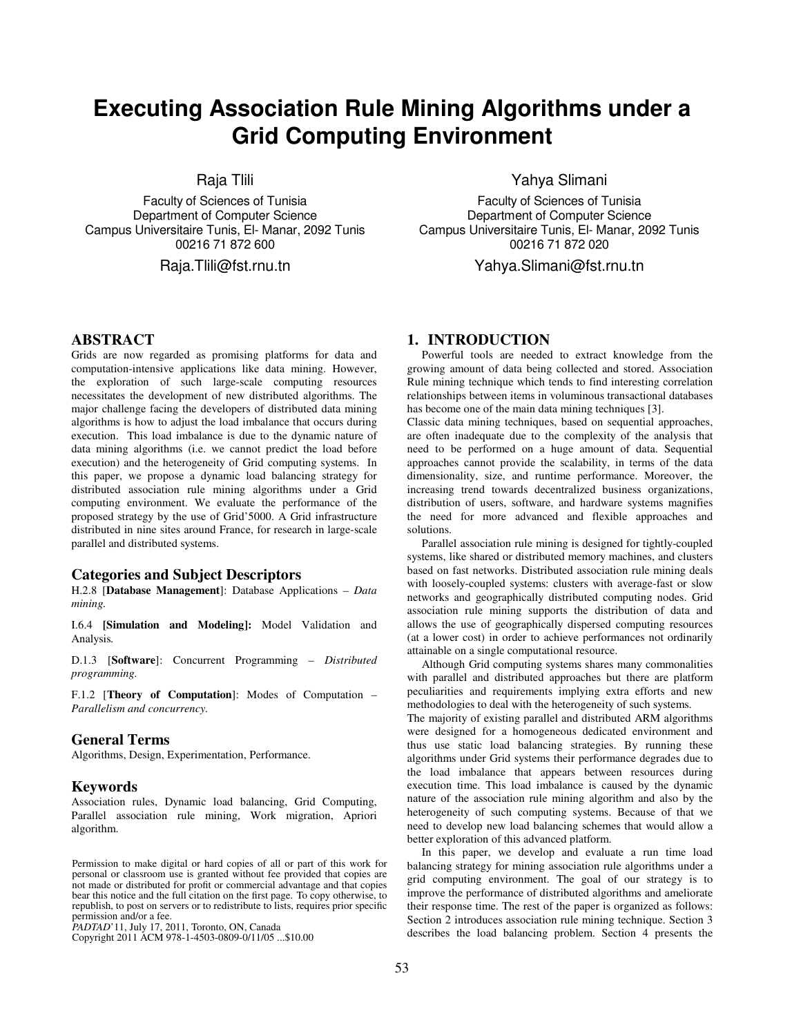# Executing Association Rule Mining Algorithms under a Grid Computing Environment

Raja Tlili
Faculty of Sciences of Tunisia
Department of Computer Science
Campus Universitaire Tunis, El- Manar, 2092 Tunis
00216 71 872 600
Raja.Tlili@fst.rnu.tn

Yahya Slimani
Faculty of Sciences of Tunisia
Department of Computer Science
Campus Universitaire Tunis, El- Manar, 2092 Tunis
00216 71 872 020
Yahya.Slimani@fst.rnu.tn

## ABSTRACT

Grids are now regarded as promising platforms for data and computation-intensive applications like data mining. However, the exploration of such large-scale computing resources necessitates the development of new distributed algorithms. The major challenge facing the developers of distributed data mining algorithms is how to adjust the load imbalance that occurs during execution. This load imbalance is due to the dynamic nature of data mining algorithms (i.e. we cannot predict the load before execution) and the heterogeneity of Grid computing systems. In this paper, we propose a dynamic load balancing strategy for distributed association rule mining algorithms under a Grid computing environment. We evaluate the performance of the proposed strategy by the use of Grid'5000. A Grid infrastructure distributed in nine sites around France, for research in large-scale parallel and distributed systems.

### Categories and Subject Descriptors

H.2.8 [**Database Management**]: Database Applications – *Data mining.*

I.6.4 **[Simulation and Modeling]:** Model Validation and Analysis*.*

D.1.3 [**Software**]: Concurrent Programming – *Distributed programming.*

F.1.2 [**Theory of Computation**]: Modes of Computation – *Parallelism and concurrency.*

### General Terms

Algorithms, Design, Experimentation, Performance.

### Keywords

Association rules, Dynamic load balancing, Grid Computing, Parallel association rule mining, Work migration, Apriori algorithm.

Permission to make digital or hard copies of all or part of this work for personal or classroom use is granted without fee provided that copies are not made or distributed for profit or commercial advantage and that copies bear this notice and the full citation on the first page. To copy otherwise, to republish, to post on servers or to redistribute to lists, requires prior specific permission and/or a fee.
*PADTAD*'11, July 17, 2011, Toronto, ON, Canada
Copyright 2011 ACM 978-1-4503-0809-0/11/05 ...$10.00

## 1. INTRODUCTION

Powerful tools are needed to extract knowledge from the growing amount of data being collected and stored. Association Rule mining technique which tends to find interesting correlation relationships between items in voluminous transactional databases has become one of the main data mining techniques [3].

Classic data mining techniques, based on sequential approaches, are often inadequate due to the complexity of the analysis that need to be performed on a huge amount of data. Sequential approaches cannot provide the scalability, in terms of the data dimensionality, size, and runtime performance. Moreover, the increasing trend towards decentralized business organizations, distribution of users, software, and hardware systems magnifies the need for more advanced and flexible approaches and solutions.

Parallel association rule mining is designed for tightly-coupled systems, like shared or distributed memory machines, and clusters based on fast networks. Distributed association rule mining deals with loosely-coupled systems: clusters with average-fast or slow networks and geographically distributed computing nodes. Grid association rule mining supports the distribution of data and allows the use of geographically dispersed computing resources (at a lower cost) in order to achieve performances not ordinarily attainable on a single computational resource.

Although Grid computing systems shares many commonalities with parallel and distributed approaches but there are platform peculiarities and requirements implying extra efforts and new methodologies to deal with the heterogeneity of such systems.

The majority of existing parallel and distributed ARM algorithms were designed for a homogeneous dedicated environment and thus use static load balancing strategies. By running these algorithms under Grid systems their performance degrades due to the load imbalance that appears between resources during execution time. This load imbalance is caused by the dynamic nature of the association rule mining algorithm and also by the heterogeneity of such computing systems. Because of that we need to develop new load balancing schemes that would allow a better exploration of this available platform.

In this paper, we develop and evaluate a run time load balancing strategy for mining association rule algorithms under a grid computing environment. The goal of our strategy is to improve the performance of distributed algorithms and ameliorate their response time. The rest of the paper is organized as follows: Section 2 introduces association rule mining technique. Section 3 describes the load balancing problem. Section 4 presents the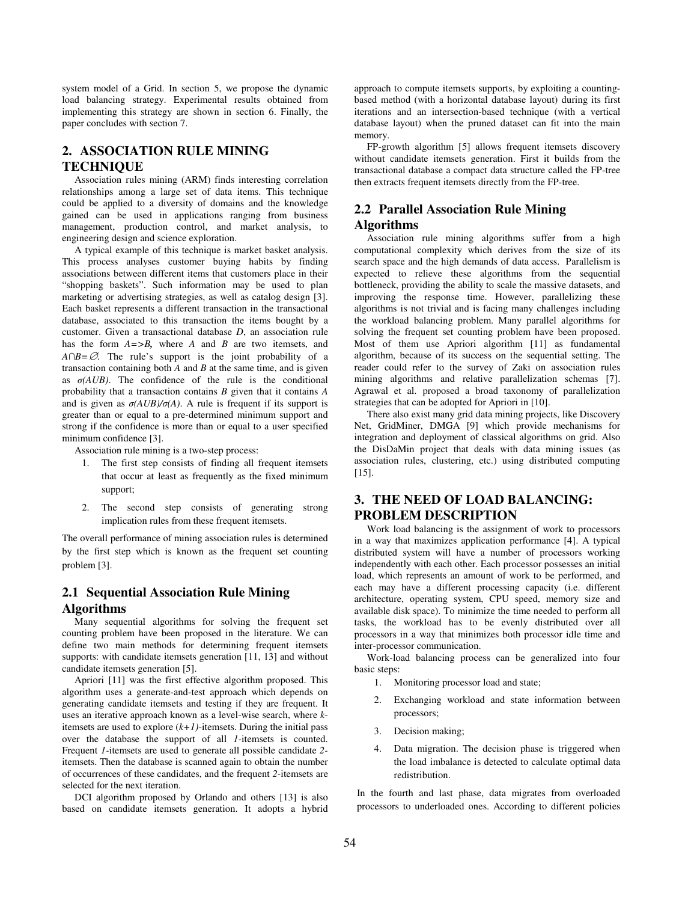system model of a Grid. In section 5, we propose the dynamic load balancing strategy. Experimental results obtained from implementing this strategy are shown in section 6. Finally, the paper concludes with section 7.

## 2. ASSOCIATION RULE MINING TECHNIQUE

Association rules mining (ARM) finds interesting correlation relationships among a large set of data items. This technique could be applied to a diversity of domains and the knowledge gained can be used in applications ranging from business management, production control, and market analysis, to engineering design and science exploration.

A typical example of this technique is market basket analysis. This process analyses customer buying habits by finding associations between different items that customers place in their "shopping baskets". Such information may be used to plan marketing or advertising strategies, as well as catalog design [3]. Each basket represents a different transaction in the transactional database, associated to this transaction the items bought by a customer. Given a transactional database *D*, an association rule has the form $A => B$, where *A* and *B* are two itemsets, and $A \cap B = \emptyset$. The rule's support is the joint probability of a transaction containing both *A* and *B* at the same time, and is given as $\sigma(AUB)$. The confidence of the rule is the conditional probability that a transaction contains *B* given that it contains *A* and is given as $\sigma(AUB)/\sigma(A)$. A rule is frequent if its support is greater than or equal to a pre-determined minimum support and strong if the confidence is more than or equal to a user specified minimum confidence [3].

Association rule mining is a two-step process:

1. The first step consists of finding all frequent itemsets that occur at least as frequently as the fixed minimum support;
2. The second step consists of generating strong implication rules from these frequent itemsets.

The overall performance of mining association rules is determined by the first step which is known as the frequent set counting problem [3].

### 2.1 Sequential Association Rule Mining Algorithms

Many sequential algorithms for solving the frequent set counting problem have been proposed in the literature. We can define two main methods for determining frequent itemsets supports: with candidate itemsets generation [11, 13] and without candidate itemsets generation [5].

Apriori [11] was the first effective algorithm proposed. This algorithm uses a generate-and-test approach which depends on generating candidate itemsets and testing if they are frequent. It uses an iterative approach known as a level-wise search, where *k*-itemsets are used to explore *(k+1)*-itemsets. During the initial pass over the database the support of all *1*-itemsets is counted. Frequent *1*-itemsets are used to generate all possible candidate *2*-itemsets. Then the database is scanned again to obtain the number of occurrences of these candidates, and the frequent *2*-itemsets are selected for the next iteration.

DCI algorithm proposed by Orlando and others [13] is also based on candidate itemsets generation. It adopts a hybrid approach to compute itemsets supports, by exploiting a counting-based method (with a horizontal database layout) during its first iterations and an intersection-based technique (with a vertical database layout) when the pruned dataset can fit into the main memory.

FP-growth algorithm [5] allows frequent itemsets discovery without candidate itemsets generation. First it builds from the transactional database a compact data structure called the FP-tree then extracts frequent itemsets directly from the FP-tree.

### 2.2 Parallel Association Rule Mining Algorithms

Association rule mining algorithms suffer from a high computational complexity which derives from the size of its search space and the high demands of data access. Parallelism is expected to relieve these algorithms from the sequential bottleneck, providing the ability to scale the massive datasets, and improving the response time. However, parallelizing these algorithms is not trivial and is facing many challenges including the workload balancing problem. Many parallel algorithms for solving the frequent set counting problem have been proposed. Most of them use Apriori algorithm [11] as fundamental algorithm, because of its success on the sequential setting. The reader could refer to the survey of Zaki on association rules mining algorithms and relative parallelization schemas [7]. Agrawal et al. proposed a broad taxonomy of parallelization strategies that can be adopted for Apriori in [10].

There also exist many grid data mining projects, like Discovery Net, GridMiner, DMGA [9] which provide mechanisms for integration and deployment of classical algorithms on grid. Also the DisDaMin project that deals with data mining issues (as association rules, clustering, etc.) using distributed computing [15].

## 3. THE NEED OF LOAD BALANCING: PROBLEM DESCRIPTION

Work load balancing is the assignment of work to processors in a way that maximizes application performance [4]. A typical distributed system will have a number of processors working independently with each other. Each processor possesses an initial load, which represents an amount of work to be performed, and each may have a different processing capacity (i.e. different architecture, operating system, CPU speed, memory size and available disk space). To minimize the time needed to perform all tasks, the workload has to be evenly distributed over all processors in a way that minimizes both processor idle time and inter-processor communication.

Work-load balancing process can be generalized into four basic steps:

1. Monitoring processor load and state;
2. Exchanging workload and state information between processors;
3. Decision making;
4. Data migration. The decision phase is triggered when the load imbalance is detected to calculate optimal data redistribution.

In the fourth and last phase, data migrates from overloaded processors to underloaded ones. According to different policies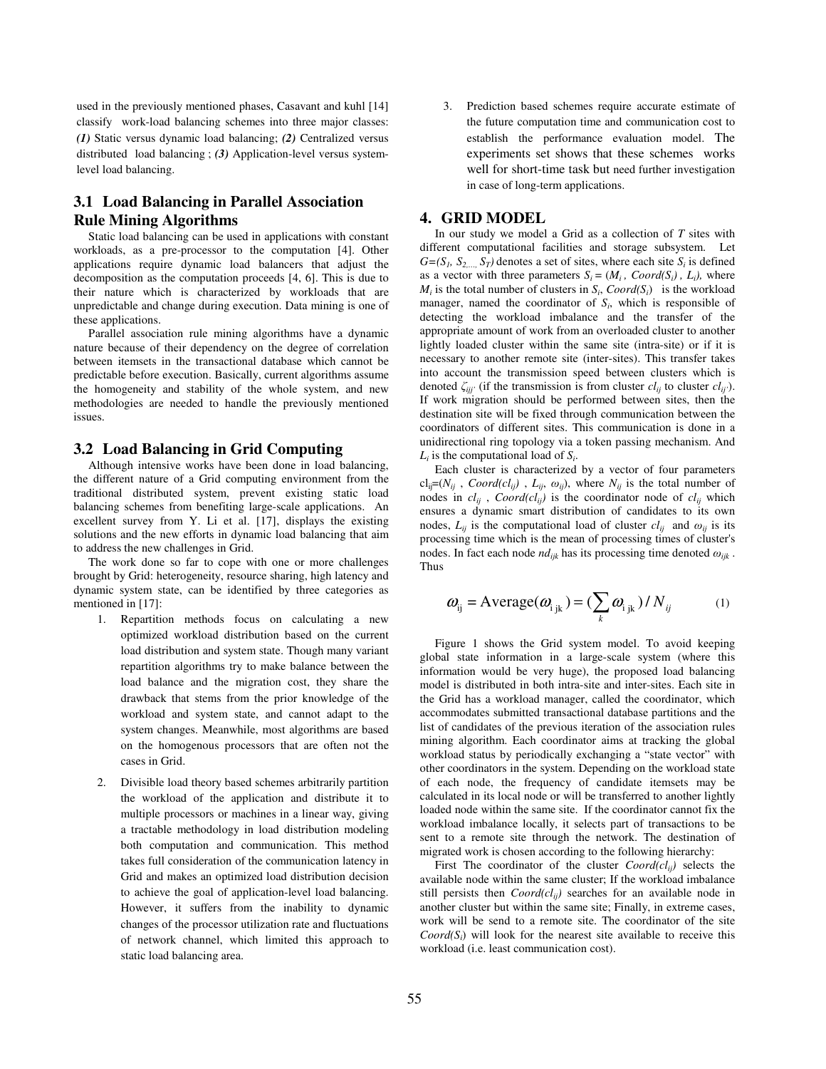used in the previously mentioned phases, Casavant and kuhl [14] classify work-load balancing schemes into three major classes: ***(1)*** Static versus dynamic load balancing; ***(2)*** Centralized versus distributed load balancing ; ***(3)*** Application-level versus system-level load balancing.

### 3.1 Load Balancing in Parallel Association Rule Mining Algorithms

Static load balancing can be used in applications with constant workloads, as a pre-processor to the computation [4]. Other applications require dynamic load balancers that adjust the decomposition as the computation proceeds [4, 6]. This is due to their nature which is characterized by workloads that are unpredictable and change during execution. Data mining is one of these applications.

Parallel association rule mining algorithms have a dynamic nature because of their dependency on the degree of correlation between itemsets in the transactional database which cannot be predictable before execution. Basically, current algorithms assume the homogeneity and stability of the whole system, and new methodologies are needed to handle the previously mentioned issues.

### 3.2 Load Balancing in Grid Computing

Although intensive works have been done in load balancing, the different nature of a Grid computing environment from the traditional distributed system, prevent existing static load balancing schemes from benefiting large-scale applications. An excellent survey from Y. Li et al. [17], displays the existing solutions and the new efforts in dynamic load balancing that aim to address the new challenges in Grid.

The work done so far to cope with one or more challenges brought by Grid: heterogeneity, resource sharing, high latency and dynamic system state, can be identified by three categories as mentioned in [17]:

1. Repartition methods focus on calculating a new optimized workload distribution based on the current load distribution and system state. Though many variant repartition algorithms try to make balance between the load balance and the migration cost, they share the drawback that stems from the prior knowledge of the workload and system state, and cannot adapt to the system changes. Meanwhile, most algorithms are based on the homogenous processors that are often not the cases in Grid.

2. Divisible load theory based schemes arbitrarily partition the workload of the application and distribute it to multiple processors or machines in a linear way, giving a tractable methodology in load distribution modeling both computation and communication. This method takes full consideration of the communication latency in Grid and makes an optimized load distribution decision to achieve the goal of application-level load balancing. However, it suffers from the inability to dynamic changes of the processor utilization rate and fluctuations of network channel, which limited this approach to static load balancing area.

3. Prediction based schemes require accurate estimate of the future computation time and communication cost to establish the performance evaluation model. The experiments set shows that these schemes works well for short-time task but need further investigation in case of long-term applications.

## 4. GRID MODEL

In our study we model a Grid as a collection of $T$ sites with different computational facilities and storage subsystem. Let $G=(S_1, S_2, ..., S_T)$ denotes a set of sites, where each site $S_i$ is defined as a vector with three parameters $S_i = (M_i, Coord(S_i), L_i)$, where $M_i$ is the total number of clusters in $S_i$, $Coord(S_i)$ is the workload manager, named the coordinator of $S_i$, which is responsible of detecting the workload imbalance and the transfer of the appropriate amount of work from an overloaded cluster to another lightly loaded cluster within the same site (intra-site) or if it is necessary to another remote site (inter-sites). This transfer takes into account the transmission speed between clusters which is denoted $\zeta_{ijj'}$ (if the transmission is from cluster $cl_{ij}$ to cluster $cl_{ij'}$). If work migration should be performed between sites, then the destination site will be fixed through communication between the coordinators of different sites. This communication is done in a unidirectional ring topology via a token passing mechanism. And $L_i$ is the computational load of $S_i$.

Each cluster is characterized by a vector of four parameters $cl_{ij}=(N_{ij}, Coord(cl_{ij}), L_{ij}, \omega_{ij})$, where $N_{ij}$ is the total number of nodes in $cl_{ij}$, $Coord(cl_{ij})$ is the coordinator node of $cl_{ij}$ which ensures a dynamic smart distribution of candidates to its own nodes, $L_{ij}$ is the computational load of cluster $cl_{ij}$ and $\omega_{ij}$ is its processing time which is the mean of processing times of cluster's nodes. In fact each node $nd_{ijk}$ has its processing time denoted $\omega_{ijk}$. Thus

$$\omega_{ij} = \text{Average}(\omega_{ijk}) = (\sum_k \omega_{ijk}) / N_{ij} \tag{1}$$

Figure 1 shows the Grid system model. To avoid keeping global state information in a large-scale system (where this information would be very huge), the proposed load balancing model is distributed in both intra-site and inter-sites. Each site in the Grid has a workload manager, called the coordinator, which accommodates submitted transactional database partitions and the list of candidates of the previous iteration of the association rules mining algorithm. Each coordinator aims at tracking the global workload status by periodically exchanging a "state vector" with other coordinators in the system. Depending on the workload state of each node, the frequency of candidate itemsets may be calculated in its local node or will be transferred to another lightly loaded node within the same site. If the coordinator cannot fix the workload imbalance locally, it selects part of transactions to be sent to a remote site through the network. The destination of migrated work is chosen according to the following hierarchy:

First The coordinator of the cluster $Coord(cl_{ij})$ selects the available node within the same cluster; If the workload imbalance still persists then $Coord(cl_{ij})$ searches for an available node in another cluster but within the same site; Finally, in extreme cases, work will be send to a remote site. The coordinator of the site $Coord(S_i)$ will look for the nearest site available to receive this workload (i.e. least communication cost).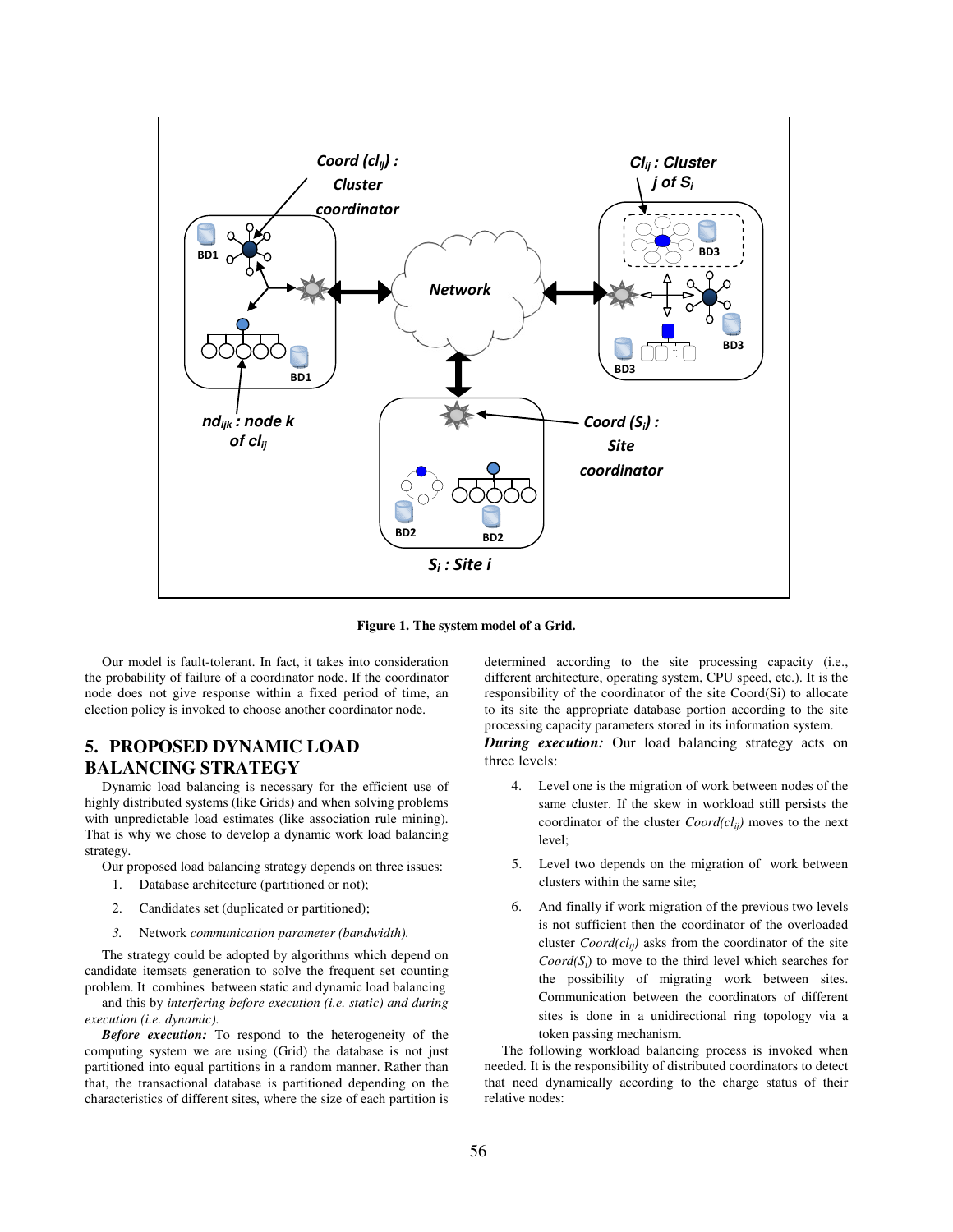Figure 1. The system model of a Grid.

Our model is fault-tolerant. In fact, it takes into consideration the probability of failure of a coordinator node. If the coordinator node does not give response within a fixed period of time, an election policy is invoked to choose another coordinator node.

## 5. PROPOSED DYNAMIC LOAD BALANCING STRATEGY

Dynamic load balancing is necessary for the efficient use of highly distributed systems (like Grids) and when solving problems with unpredictable load estimates (like association rule mining). That is why we chose to develop a dynamic work load balancing strategy.

Our proposed load balancing strategy depends on three issues:

1. Database architecture (partitioned or not);
2. Candidates set (duplicated or partitioned);
3. Network *communication parameter (bandwidth).*

The strategy could be adopted by algorithms which depend on candidate itemsets generation to solve the frequent set counting problem. It combines between static and dynamic load balancing and this by *interfering before execution (i.e. static) and during execution (i.e. dynamic).*

***Before execution:*** To respond to the heterogeneity of the computing system we are using (Grid) the database is not just partitioned into equal partitions in a random manner. Rather than that, the transactional database is partitioned depending on the characteristics of different sites, where the size of each partition is determined according to the site processing capacity (i.e., different architecture, operating system, CPU speed, etc.). It is the responsibility of the coordinator of the site Coord(Si) to allocate to its site the appropriate database portion according to the site processing capacity parameters stored in its information system.

***During execution:*** Our load balancing strategy acts on three levels:

4. Level one is the migration of work between nodes of the same cluster. If the skew in workload still persists the coordinator of the cluster *Coord*($cl_{ij}$) moves to the next level;
5. Level two depends on the migration of work between clusters within the same site;
6. And finally if work migration of the previous two levels is not sufficient then the coordinator of the overloaded cluster *Coord*($cl_{ij}$) asks from the coordinator of the site *Coord*($S_i$) to move to the third level which searches for the possibility of migrating work between sites. Communication between the coordinators of different sites is done in a unidirectional ring topology via a token passing mechanism.

The following workload balancing process is invoked when needed. It is the responsibility of distributed coordinators to detect that need dynamically according to the charge status of their relative nodes: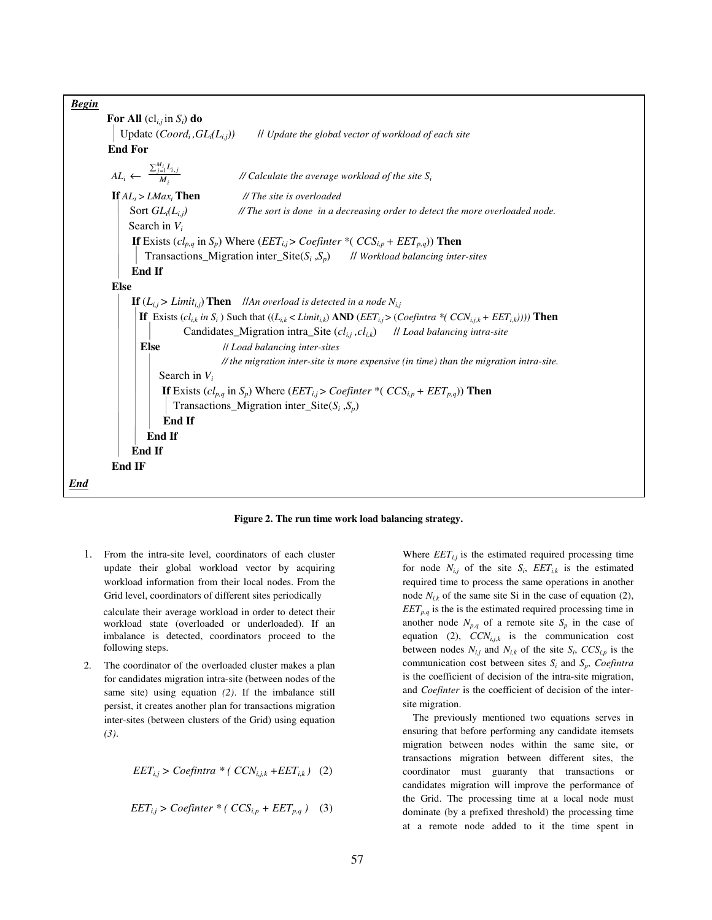```
Begin
    For All (cl_{i,j} in S_i) do
        Update (Coord_i, GL_i(L_{i,j}))     // Update the global vector of workload of each site
    End For
    AL_i ← (Σ_{j=1}^{M_i} L_{i,j}) / M_i     // Calculate the average workload of the site S_i
    If AL_i > LMax_i Then     // The site is overloaded
        Sort GL_i(L_{i,j})     // The sort is done in a decreasing order to detect the more overloaded node.
        Search in V_i
        If Exists (cl_{p,q} in S_p) Where (EET_{i,j} > Coefinter *( CCS_{i,p} + EET_{p,q})) Then
            Transactions_Migration inter_Site(S_i ,S_p)     // Workload balancing inter-sites
        End If
    Else
        If (L_{i,j} > Limit_{i,j}) Then     //An overload is detected in a node N_{i,j}
            If Exists (cl_{i,k} in S_i ) Such that ((L_{i,k} < Limit_{i,k}) AND (EET_{i,j} > (Coefintra *( CCN_{i,j,k} + EET_{i,k})))) Then
                Candidates_Migration intra_Site (cl_{i,j} ,cl_{i,k})     // Load balancing intra-site
            Else     // Load balancing inter-sites
                     // the migration inter-site is more expensive (in time) than the migration intra-site.
                Search in V_i
                If Exists (cl_{p,q} in S_p) Where (EET_{i,j} > Coefinter *( CCS_{i,p} + EET_{p,q})) Then
                    Transactions_Migration inter_Site(S_i ,S_p)
                End If
            End If
        End If
    End IF
End
```

**Figure 2. The run time work load balancing strategy.**

1. From the intra-site level, coordinators of each cluster update their global workload vector by acquiring workload information from their local nodes. From the Grid level, coordinators of different sites periodically calculate their average workload in order to detect their workload state (overloaded or underloaded). If an imbalance is detected, coordinators proceed to the following steps.

2. The coordinator of the overloaded cluster makes a plan for candidates migration intra-site (between nodes of the same site) using equation *(2)*. If the imbalance still persist, it creates another plan for transactions migration inter-sites (between clusters of the Grid) using equation *(3)*.

$$EET_{i,j} > Coefintra * ( CCN_{i,j,k} + EET_{i,k} ) \quad (2)$$

$$EET_{i,j} > Coefinter * ( CCS_{i,p} + EET_{p,q} ) \quad (3)$$

Where $EET_{i,j}$ is the estimated required processing time for node $N_{i,j}$ of the site $S_i$, $EET_{i,k}$ is the estimated required time to process the same operations in another node $N_{i,k}$ of the same site Si in the case of equation (2), $EET_{p,q}$ is the is the estimated required processing time in another node $N_{p,q}$ of a remote site $S_p$ in the case of equation (2), $CCN_{i,j,k}$ is the communication cost between nodes $N_{i,j}$ and $N_{i,k}$ of the site $S_i$, $CCS_{i,p}$ is the communication cost between sites $S_i$ and $S_p$, *Coefintra* is the coefficient of decision of the intra-site migration, and *Coefinter* is the coefficient of decision of the inter-site migration.

The previously mentioned two equations serves in ensuring that before performing any candidate itemsets migration between nodes within the same site, or transactions migration between different sites, the coordinator must guaranty that transactions or candidates migration will improve the performance of the Grid. The processing time at a local node must dominate (by a prefixed threshold) the processing time at a remote node added to it the time spent in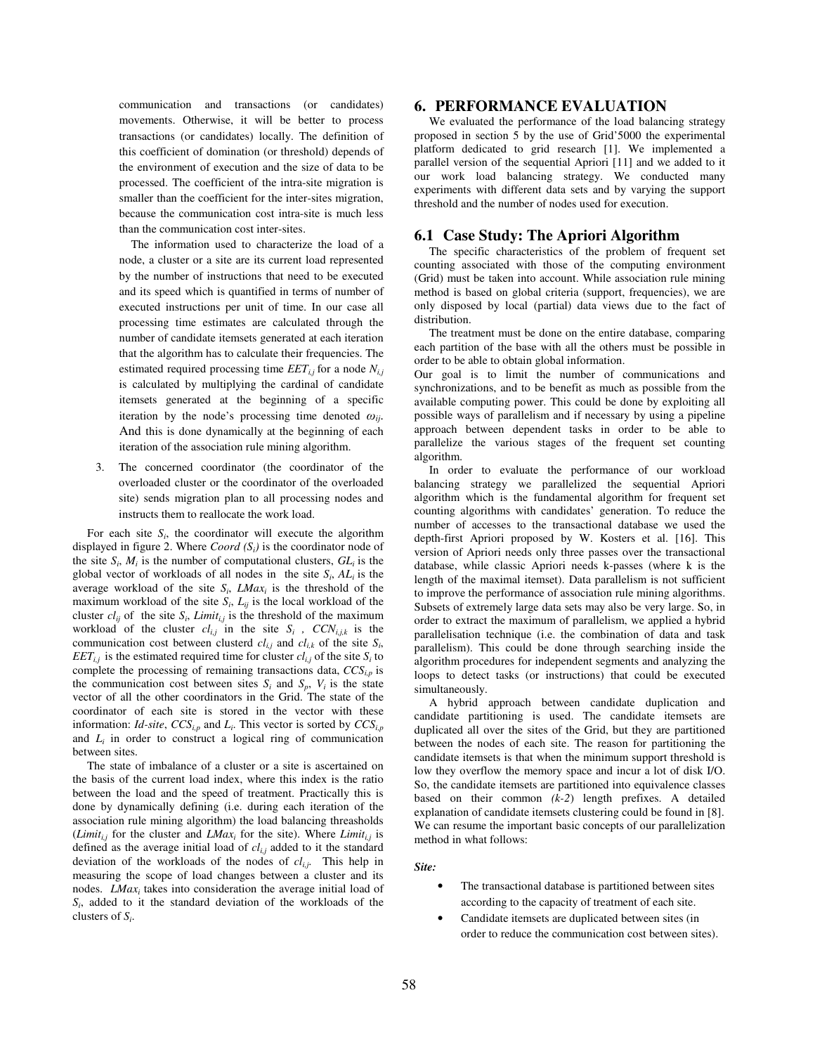communication and transactions (or candidates) movements. Otherwise, it will be better to process transactions (or candidates) locally. The definition of this coefficient of domination (or threshold) depends of the environment of execution and the size of data to be processed. The coefficient of the intra-site migration is smaller than the coefficient for the inter-sites migration, because the communication cost intra-site is much less than the communication cost inter-sites.

The information used to characterize the load of a node, a cluster or a site are its current load represented by the number of instructions that need to be executed and its speed which is quantified in terms of number of executed instructions per unit of time. In our case all processing time estimates are calculated through the number of candidate itemsets generated at each iteration that the algorithm has to calculate their frequencies. The estimated required processing time $EET_{i,j}$ for a node $N_{i,j}$ is calculated by multiplying the cardinal of candidate itemsets generated at the beginning of a specific iteration by the node's processing time denoted $\omega_{ij}$. And this is done dynamically at the beginning of each iteration of the association rule mining algorithm.

3. The concerned coordinator (the coordinator of the overloaded cluster or the coordinator of the overloaded site) sends migration plan to all processing nodes and instructs them to reallocate the work load.

For each site $S_i$, the coordinator will execute the algorithm displayed in figure 2. Where *Coord* $(S_i)$ is the coordinator node of the site $S_i$, $M_i$ is the number of computational clusters, $GL_i$ is the global vector of workloads of all nodes in the site $S_i$, $AL_i$ is the average workload of the site $S_i$, $LMax_i$ is the threshold of the maximum workload of the site $S_i$, $L_{ij}$ is the local workload of the cluster $cl_{ij}$ of the site $S_i$, $Limit_{i,j}$ is the threshold of the maximum workload of the cluster $cl_{i,j}$ in the site $S_i$ , $CCN_{i,j,k}$ is the communication cost between clusterd $cl_{i,j}$ and $cl_{i,k}$ of the site $S_i$, $EET_{i,j}$ is the estimated required time for cluster $cl_{i,j}$ of the site $S_i$ to complete the processing of remaining transactions data, $CCS_{i,p}$ is the communication cost between sites $S_i$ and $S_p$, $V_i$ is the state vector of all the other coordinators in the Grid. The state of the coordinator of each site is stored in the vector with these information: *Id-site*, $CCS_{i,p}$ and $L_i$. This vector is sorted by $CCS_{i,p}$ and $L_i$ in order to construct a logical ring of communication between sites.

The state of imbalance of a cluster or a site is ascertained on the basis of the current load index, where this index is the ratio between the load and the speed of treatment. Practically this is done by dynamically defining (i.e. during each iteration of the association rule mining algorithm) the load balancing threasholds ($Limit_{i,j}$ for the cluster and $LMax_i$ for the site). Where $Limit_{i,j}$ is defined as the average initial load of $cl_{i,j}$ added to it the standard deviation of the workloads of the nodes of $cl_{i,j}$. This help in measuring the scope of load changes between a cluster and its nodes. $LMax_i$ takes into consideration the average initial load of $S_i$, added to it the standard deviation of the workloads of the clusters of $S_i$.

# 6. PERFORMANCE EVALUATION

We evaluated the performance of the load balancing strategy proposed in section 5 by the use of Grid'5000 the experimental platform dedicated to grid research [1]. We implemented a parallel version of the sequential Apriori [11] and we added to it our work load balancing strategy. We conducted many experiments with different data sets and by varying the support threshold and the number of nodes used for execution.

## 6.1 Case Study: The Apriori Algorithm

The specific characteristics of the problem of frequent set counting associated with those of the computing environment (Grid) must be taken into account. While association rule mining method is based on global criteria (support, frequencies), we are only disposed by local (partial) data views due to the fact of distribution.

The treatment must be done on the entire database, comparing each partition of the base with all the others must be possible in order to be able to obtain global information.

Our goal is to limit the number of communications and synchronizations, and to be benefit as much as possible from the available computing power. This could be done by exploiting all possible ways of parallelism and if necessary by using a pipeline approach between dependent tasks in order to be able to parallelize the various stages of the frequent set counting algorithm.

In order to evaluate the performance of our workload balancing strategy we parallelized the sequential Apriori algorithm which is the fundamental algorithm for frequent set counting algorithms with candidates' generation. To reduce the number of accesses to the transactional database we used the depth-first Apriori proposed by W. Kosters et al. [16]. This version of Apriori needs only three passes over the transactional database, while classic Apriori needs k-passes (where k is the length of the maximal itemset). Data parallelism is not sufficient to improve the performance of association rule mining algorithms. Subsets of extremely large data sets may also be very large. So, in order to extract the maximum of parallelism, we applied a hybrid parallelisation technique (i.e. the combination of data and task parallelism). This could be done through searching inside the algorithm procedures for independent segments and analyzing the loops to detect tasks (or instructions) that could be executed simultaneously.

A hybrid approach between candidate duplication and candidate partitioning is used. The candidate itemsets are duplicated all over the sites of the Grid, but they are partitioned between the nodes of each site. The reason for partitioning the candidate itemsets is that when the minimum support threshold is low they overflow the memory space and incur a lot of disk I/O. So, the candidate itemsets are partitioned into equivalence classes based on their common *(k-2)* length prefixes. A detailed explanation of candidate itemsets clustering could be found in [8]. We can resume the important basic concepts of our parallelization method in what follows:

***Site:***

- The transactional database is partitioned between sites according to the capacity of treatment of each site.
- Candidate itemsets are duplicated between sites (in order to reduce the communication cost between sites).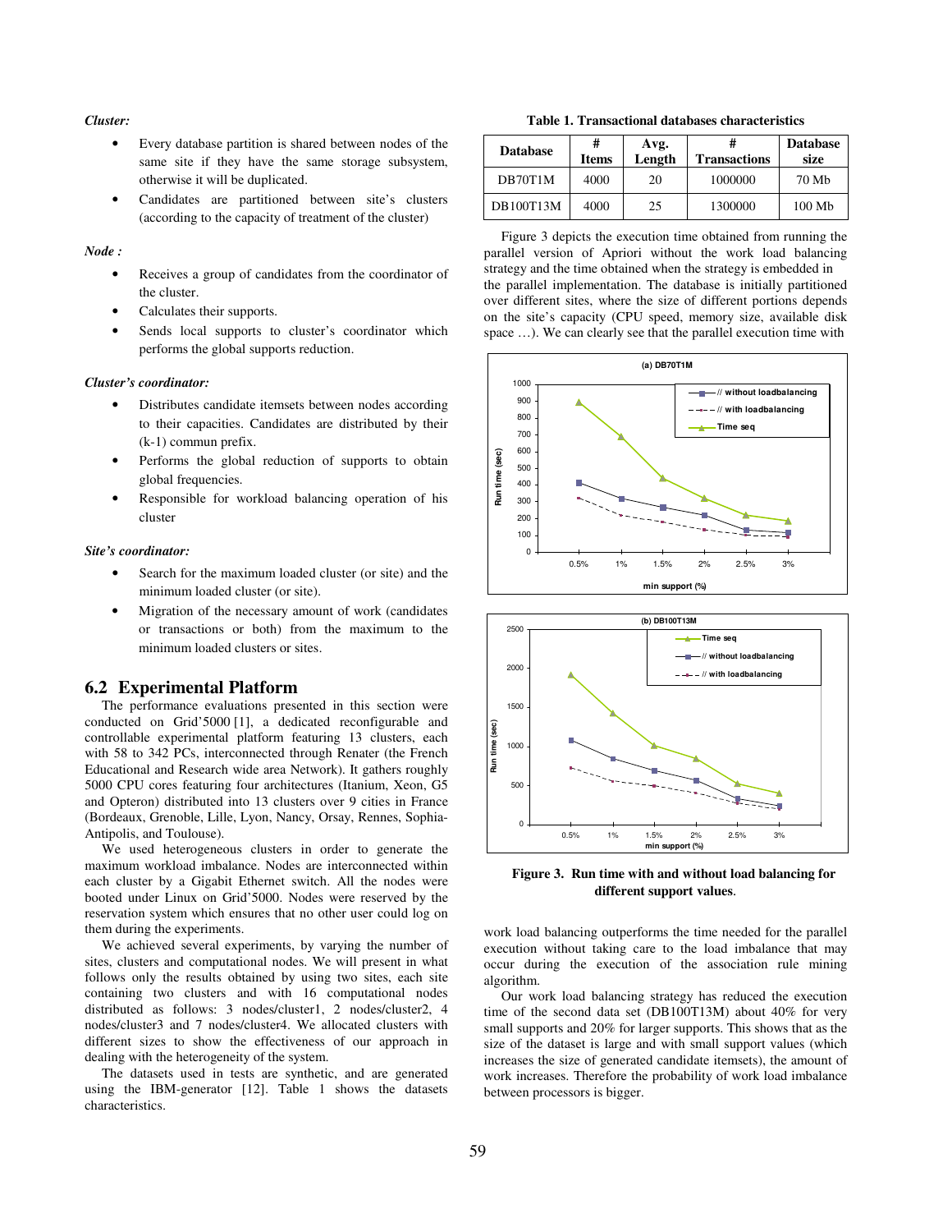*Cluster:*

- Every database partition is shared between nodes of the same site if they have the same storage subsystem, otherwise it will be duplicated.
- Candidates are partitioned between site's clusters (according to the capacity of treatment of the cluster)

*Node :*

- Receives a group of candidates from the coordinator of the cluster.
- Calculates their supports.
- Sends local supports to cluster's coordinator which performs the global supports reduction.

*Cluster's coordinator:*

- Distributes candidate itemsets between nodes according to their capacities. Candidates are distributed by their (k-1) commun prefix.
- Performs the global reduction of supports to obtain global frequencies.
- Responsible for workload balancing operation of his cluster

*Site's coordinator:*

- Search for the maximum loaded cluster (or site) and the minimum loaded cluster (or site).
- Migration of the necessary amount of work (candidates or transactions or both) from the maximum to the minimum loaded clusters or sites.

## 6.2 Experimental Platform

The performance evaluations presented in this section were conducted on Grid'5000 [1], a dedicated reconfigurable and controllable experimental platform featuring 13 clusters, each with 58 to 342 PCs, interconnected through Renater (the French Educational and Research wide area Network). It gathers roughly 5000 CPU cores featuring four architectures (Itanium, Xeon, G5 and Opteron) distributed into 13 clusters over 9 cities in France (Bordeaux, Grenoble, Lille, Lyon, Nancy, Orsay, Rennes, Sophia-Antipolis, and Toulouse).

We used heterogeneous clusters in order to generate the maximum workload imbalance. Nodes are interconnected within each cluster by a Gigabit Ethernet switch. All the nodes were booted under Linux on Grid'5000. Nodes were reserved by the reservation system which ensures that no other user could log on them during the experiments.

We achieved several experiments, by varying the number of sites, clusters and computational nodes. We will present in what follows only the results obtained by using two sites, each site containing two clusters and with 16 computational nodes distributed as follows: 3 nodes/cluster1, 2 nodes/cluster2, 4 nodes/cluster3 and 7 nodes/cluster4. We allocated clusters with different sizes to show the effectiveness of our approach in dealing with the heterogeneity of the system.

The datasets used in tests are synthetic, and are generated using the IBM-generator [12]. Table 1 shows the datasets characteristics.

**Table 1. Transactional databases characteristics**

| Database | # Items | Avg. Length | # Transactions | Database size |
|---|---|---|---|---|
| DB70T1M | 4000 | 20 | 1000000 | 70 Mb |
| DB100T13M | 4000 | 25 | 1300000 | 100 Mb |

Figure 3 depicts the execution time obtained from running the parallel version of Apriori without the work load balancing strategy and the time obtained when the strategy is embedded in the parallel implementation. The database is initially partitioned over different sites, where the size of different portions depends on the site's capacity (CPU speed, memory size, available disk space …). We can clearly see that the parallel execution time with work load balancing outperforms the time needed for the parallel execution without taking care to the load imbalance that may occur during the execution of the association rule mining algorithm.

**Figure 3. Run time with and without load balancing for different support values.**

Our work load balancing strategy has reduced the execution time of the second data set (DB100T13M) about 40% for very small supports and 20% for larger supports. This shows that as the size of the dataset is large and with small support values (which increases the size of generated candidate itemsets), the amount of work increases. Therefore the probability of work load imbalance between processors is bigger.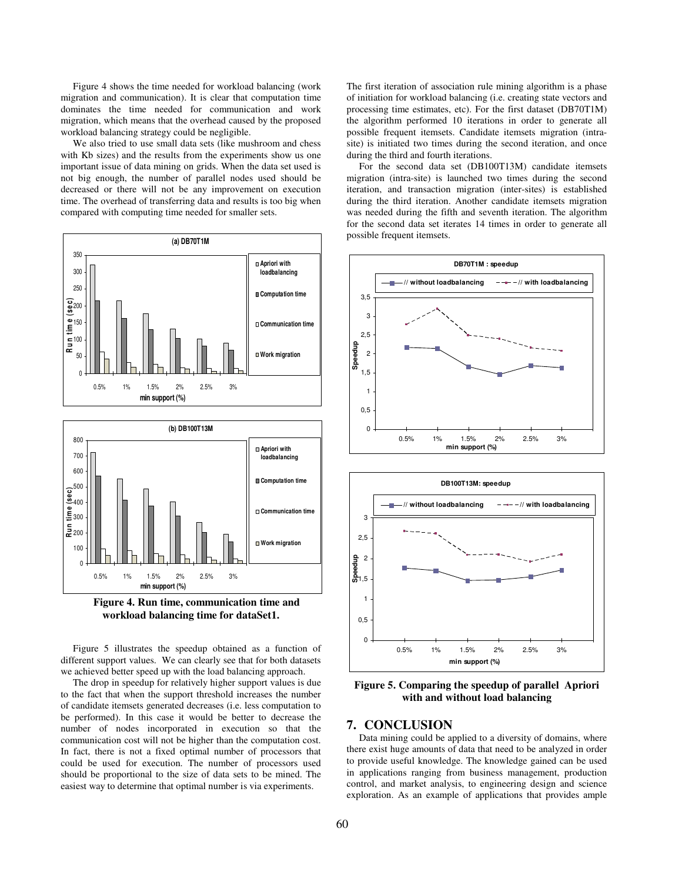Figure 4 shows the time needed for workload balancing (work migration and communication). It is clear that computation time dominates the time needed for communication and work migration, which means that the overhead caused by the proposed workload balancing strategy could be negligible.

We also tried to use small data sets (like mushroom and chess with Kb sizes) and the results from the experiments show us one important issue of data mining on grids. When the data set used is not big enough, the number of parallel nodes used should be decreased or there will not be any improvement on execution time. The overhead of transferring data and results is too big when compared with computing time needed for smaller sets.

**Figure 4. Run time, communication time and workload balancing time for dataSet1.**

Figure 5 illustrates the speedup obtained as a function of different support values. We can clearly see that for both datasets we achieved better speed up with the load balancing approach.

The drop in speedup for relatively higher support values is due to the fact that when the support threshold increases the number of candidate itemsets generated decreases (i.e. less computation to be performed). In this case it would be better to decrease the number of nodes incorporated in execution so that the communication cost will not be higher than the computation cost. In fact, there is not a fixed optimal number of processors that could be used for execution. The number of processors used should be proportional to the size of data sets to be mined. The easiest way to determine that optimal number is via experiments.

The first iteration of association rule mining algorithm is a phase of initiation for workload balancing (i.e. creating state vectors and processing time estimates, etc). For the first dataset (DB70T1M) the algorithm performed 10 iterations in order to generate all possible frequent itemsets. Candidate itemsets migration (intra-site) is initiated two times during the second iteration, and once during the third and fourth iterations.

For the second data set (DB100T13M) candidate itemsets migration (intra-site) is launched two times during the second iteration, and transaction migration (inter-sites) is established during the third iteration. Another candidate itemsets migration was needed during the fifth and seventh iteration. The algorithm for the second data set iterates 14 times in order to generate all possible frequent itemsets.

**Figure 5. Comparing the speedup of parallel Apriori with and without load balancing**

## 7. CONCLUSION

Data mining could be applied to a diversity of domains, where there exist huge amounts of data that need to be analyzed in order to provide useful knowledge. The knowledge gained can be used in applications ranging from business management, production control, and market analysis, to engineering design and science exploration. As an example of applications that provides ample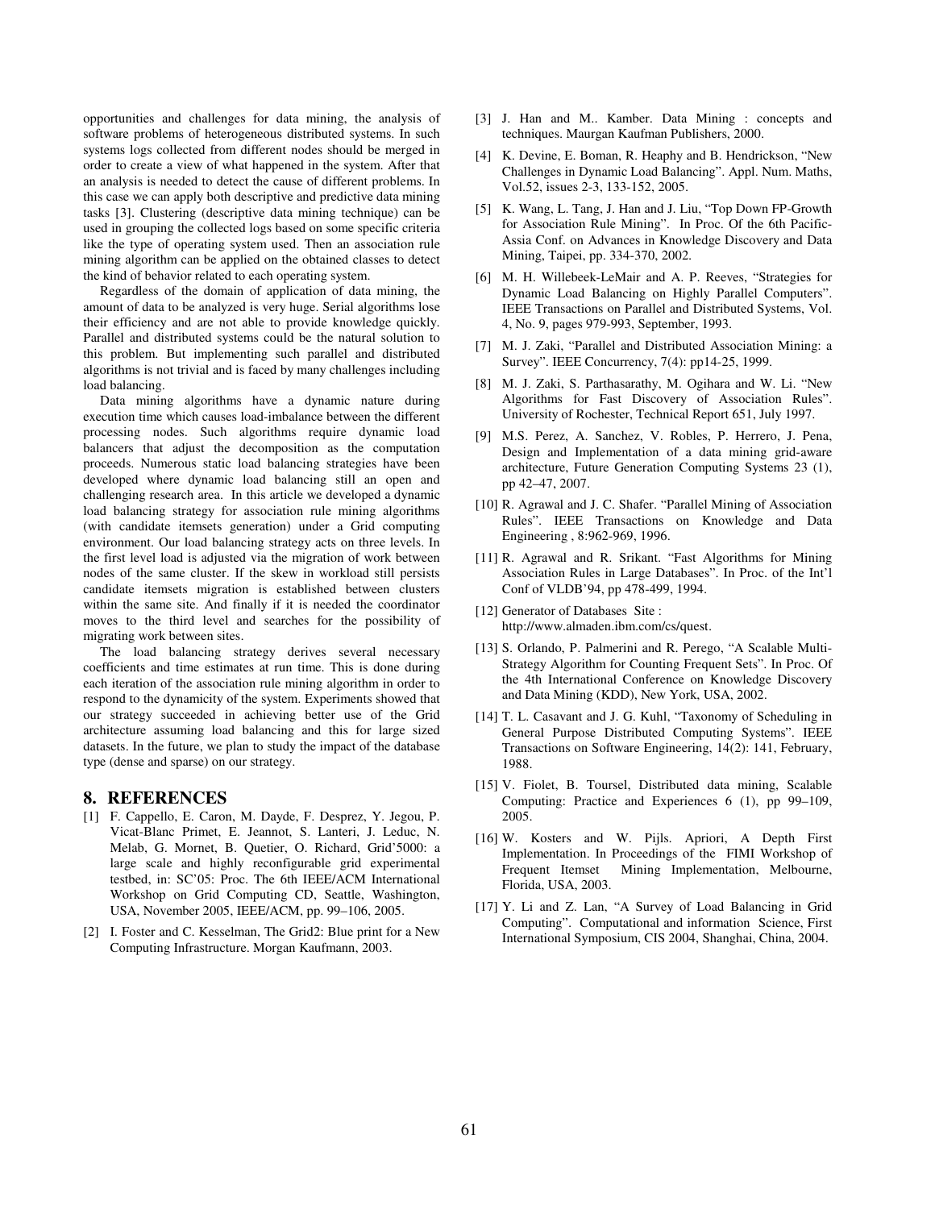opportunities and challenges for data mining, the analysis of software problems of heterogeneous distributed systems. In such systems logs collected from different nodes should be merged in order to create a view of what happened in the system. After that an analysis is needed to detect the cause of different problems. In this case we can apply both descriptive and predictive data mining tasks [3]. Clustering (descriptive data mining technique) can be used in grouping the collected logs based on some specific criteria like the type of operating system used. Then an association rule mining algorithm can be applied on the obtained classes to detect the kind of behavior related to each operating system.

Regardless of the domain of application of data mining, the amount of data to be analyzed is very huge. Serial algorithms lose their efficiency and are not able to provide knowledge quickly. Parallel and distributed systems could be the natural solution to this problem. But implementing such parallel and distributed algorithms is not trivial and is faced by many challenges including load balancing.

Data mining algorithms have a dynamic nature during execution time which causes load-imbalance between the different processing nodes. Such algorithms require dynamic load balancers that adjust the decomposition as the computation proceeds. Numerous static load balancing strategies have been developed where dynamic load balancing still an open and challenging research area. In this article we developed a dynamic load balancing strategy for association rule mining algorithms (with candidate itemsets generation) under a Grid computing environment. Our load balancing strategy acts on three levels. In the first level load is adjusted via the migration of work between nodes of the same cluster. If the skew in workload still persists candidate itemsets migration is established between clusters within the same site. And finally if it is needed the coordinator moves to the third level and searches for the possibility of migrating work between sites.

The load balancing strategy derives several necessary coefficients and time estimates at run time. This is done during each iteration of the association rule mining algorithm in order to respond to the dynamicity of the system. Experiments showed that our strategy succeeded in achieving better use of the Grid architecture assuming load balancing and this for large sized datasets. In the future, we plan to study the impact of the database type (dense and sparse) on our strategy.

## 8. REFERENCES

[1] F. Cappello, E. Caron, M. Dayde, F. Desprez, Y. Jegou, P. Vicat-Blanc Primet, E. Jeannot, S. Lanteri, J. Leduc, N. Melab, G. Mornet, B. Quetier, O. Richard, Grid'5000: a large scale and highly reconfigurable grid experimental testbed, in: SC'05: Proc. The 6th IEEE/ACM International Workshop on Grid Computing CD, Seattle, Washington, USA, November 2005, IEEE/ACM, pp. 99–106, 2005.

[2] I. Foster and C. Kesselman, The Grid2: Blue print for a New Computing Infrastructure. Morgan Kaufmann, 2003.

[3] J. Han and M.. Kamber. Data Mining : concepts and techniques. Maurgan Kaufman Publishers, 2000.

[4] K. Devine, E. Boman, R. Heaphy and B. Hendrickson, "New Challenges in Dynamic Load Balancing". Appl. Num. Maths, Vol.52, issues 2-3, 133-152, 2005.

[5] K. Wang, L. Tang, J. Han and J. Liu, "Top Down FP-Growth for Association Rule Mining". In Proc. Of the 6th Pacific-Assia Conf. on Advances in Knowledge Discovery and Data Mining, Taipei, pp. 334-370, 2002.

[6] M. H. Willebeek-LeMair and A. P. Reeves, "Strategies for Dynamic Load Balancing on Highly Parallel Computers". IEEE Transactions on Parallel and Distributed Systems, Vol. 4, No. 9, pages 979-993, September, 1993.

[7] M. J. Zaki, "Parallel and Distributed Association Mining: a Survey". IEEE Concurrency, 7(4): pp14-25, 1999.

[8] M. J. Zaki, S. Parthasarathy, M. Ogihara and W. Li. "New Algorithms for Fast Discovery of Association Rules". University of Rochester, Technical Report 651, July 1997.

[9] M.S. Perez, A. Sanchez, V. Robles, P. Herrero, J. Pena, Design and Implementation of a data mining grid-aware architecture, Future Generation Computing Systems 23 (1), pp 42–47, 2007.

[10] R. Agrawal and J. C. Shafer. "Parallel Mining of Association Rules". IEEE Transactions on Knowledge and Data Engineering , 8:962-969, 1996.

[11] R. Agrawal and R. Srikant. "Fast Algorithms for Mining Association Rules in Large Databases". In Proc. of the Int'l Conf of VLDB'94, pp 478-499, 1994.

[12] Generator of Databases Site : http://www.almaden.ibm.com/cs/quest.

[13] S. Orlando, P. Palmerini and R. Perego, "A Scalable Multi-Strategy Algorithm for Counting Frequent Sets". In Proc. Of the 4th International Conference on Knowledge Discovery and Data Mining (KDD), New York, USA, 2002.

[14] T. L. Casavant and J. G. Kuhl, "Taxonomy of Scheduling in General Purpose Distributed Computing Systems". IEEE Transactions on Software Engineering, 14(2): 141, February, 1988.

[15] V. Fiolet, B. Toursel, Distributed data mining, Scalable Computing: Practice and Experiences 6 (1), pp 99–109, 2005.

[16] W. Kosters and W. Pijls. Apriori, A Depth First Implementation. In Proceedings of the FIMI Workshop of Frequent Itemset Mining Implementation, Melbourne, Florida, USA, 2003.

[17] Y. Li and Z. Lan, "A Survey of Load Balancing in Grid Computing". Computational and information Science, First International Symposium, CIS 2004, Shanghai, China, 2004.